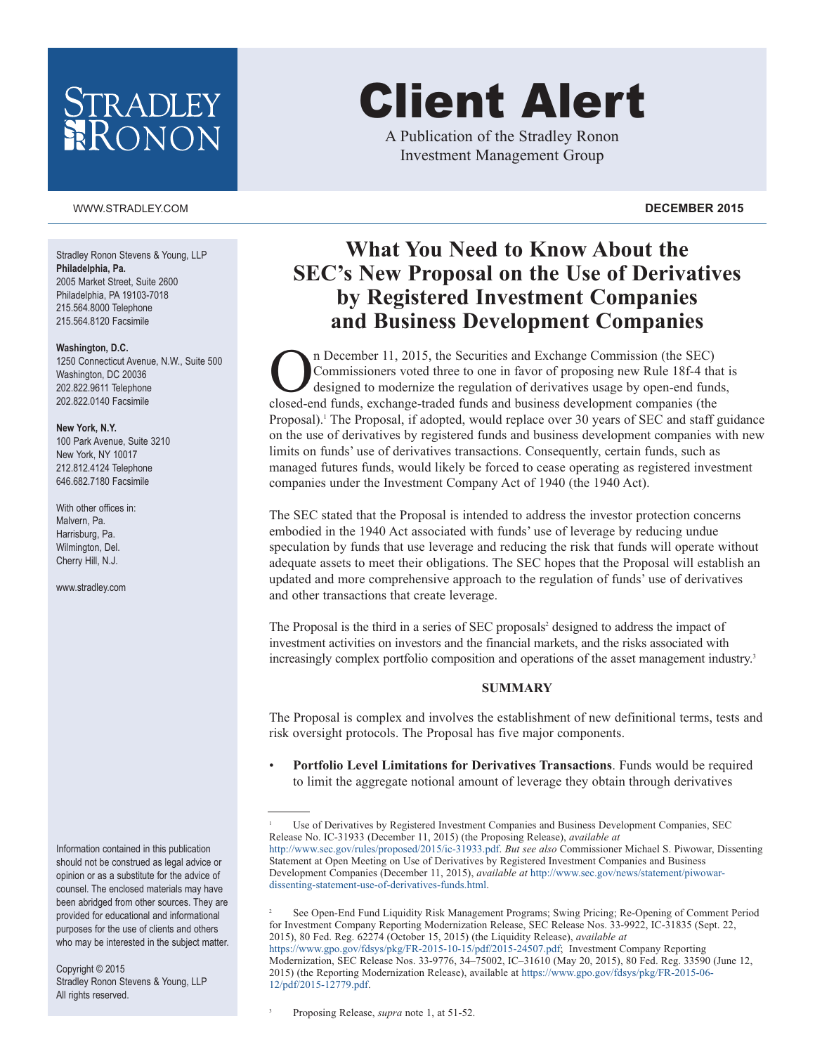# Client Alert

A Publication of the Stradley Ronon Investment Management Group

WWW.STRADLEY.COM

**DECEMBER 2015**

Stradley Ronon Stevens & Young, LLP
**Philadelphia, Pa.**
2005 Market Street, Suite 2600
Philadelphia, PA 19103-7018
215.564.8000 Telephone
215.564.8120 Facsimile

**Washington, D.C.**
1250 Connecticut Avenue, N.W., Suite 500
Washington, DC 20036
202.822.9611 Telephone
202.822.0140 Facsimile

**New York, N.Y.**
100 Park Avenue, Suite 3210
New York, NY 10017
212.812.4124 Telephone
646.682.7180 Facsimile

With other offices in:
Malvern, Pa.
Harrisburg, Pa.
Wilmington, Del.
Cherry Hill, N.J.

www.stradley.com

Information contained in this publication should not be construed as legal advice or opinion or as a substitute for the advice of counsel. The enclosed materials may have been abridged from other sources. They are provided for educational and informational purposes for the use of clients and others who may be interested in the subject matter.

Copyright © 2015
Stradley Ronon Stevens & Young, LLP
All rights reserved.

## What You Need to Know About the SEC's New Proposal on the Use of Derivatives by Registered Investment Companies and Business Development Companies

On December 11, 2015, the Securities and Exchange Commission (the SEC) Commissioners voted three to one in favor of proposing new Rule 18f-4 that is designed to modernize the regulation of derivatives usage by open-end funds, closed-end funds, exchange-traded funds and business development companies (the Proposal).[1] The Proposal, if adopted, would replace over 30 years of SEC and staff guidance on the use of derivatives by registered funds and business development companies with new limits on funds' use of derivatives transactions. Consequently, certain funds, such as managed futures funds, would likely be forced to cease operating as registered investment companies under the Investment Company Act of 1940 (the 1940 Act).

The SEC stated that the Proposal is intended to address the investor protection concerns embodied in the 1940 Act associated with funds' use of leverage by reducing undue speculation by funds that use leverage and reducing the risk that funds will operate without adequate assets to meet their obligations. The SEC hopes that the Proposal will establish an updated and more comprehensive approach to the regulation of funds' use of derivatives and other transactions that create leverage.

The Proposal is the third in a series of SEC proposals[2] designed to address the impact of investment activities on investors and the financial markets, and the risks associated with increasingly complex portfolio composition and operations of the asset management industry.[3]

### SUMMARY

The Proposal is complex and involves the establishment of new definitional terms, tests and risk oversight protocols. The Proposal has five major components.

- **Portfolio Level Limitations for Derivatives Transactions**. Funds would be required to limit the aggregate notional amount of leverage they obtain through derivatives

---

[1] Use of Derivatives by Registered Investment Companies and Business Development Companies, SEC Release No. IC-31933 (December 11, 2015) (the Proposing Release), *available at* http://www.sec.gov/rules/proposed/2015/ic-31933.pdf. *But see also* Commissioner Michael S. Piwowar, Dissenting Statement at Open Meeting on Use of Derivatives by Registered Investment Companies and Business Development Companies (December 11, 2015), *available at* http://www.sec.gov/news/statement/piwowar-dissenting-statement-use-of-derivatives-funds.html.

[2] See Open-End Fund Liquidity Risk Management Programs; Swing Pricing; Re-Opening of Comment Period for Investment Company Reporting Modernization Release, SEC Release Nos. 33-9922, IC-31835 (Sept. 22, 2015), 80 Fed. Reg. 62274 (October 15, 2015) (the Liquidity Release), *available at* https://www.gpo.gov/fdsys/pkg/FR-2015-10-15/pdf/2015-24507.pdf; Investment Company Reporting Modernization, SEC Release Nos. 33-9776, 34–75002, IC–31610 (May 20, 2015), 80 Fed. Reg. 33590 (June 12, 2015) (the Reporting Modernization Release), available at https://www.gpo.gov/fdsys/pkg/FR-2015-06-12/pdf/2015-12779.pdf.

[3] Proposing Release, *supra* note 1, at 51-52.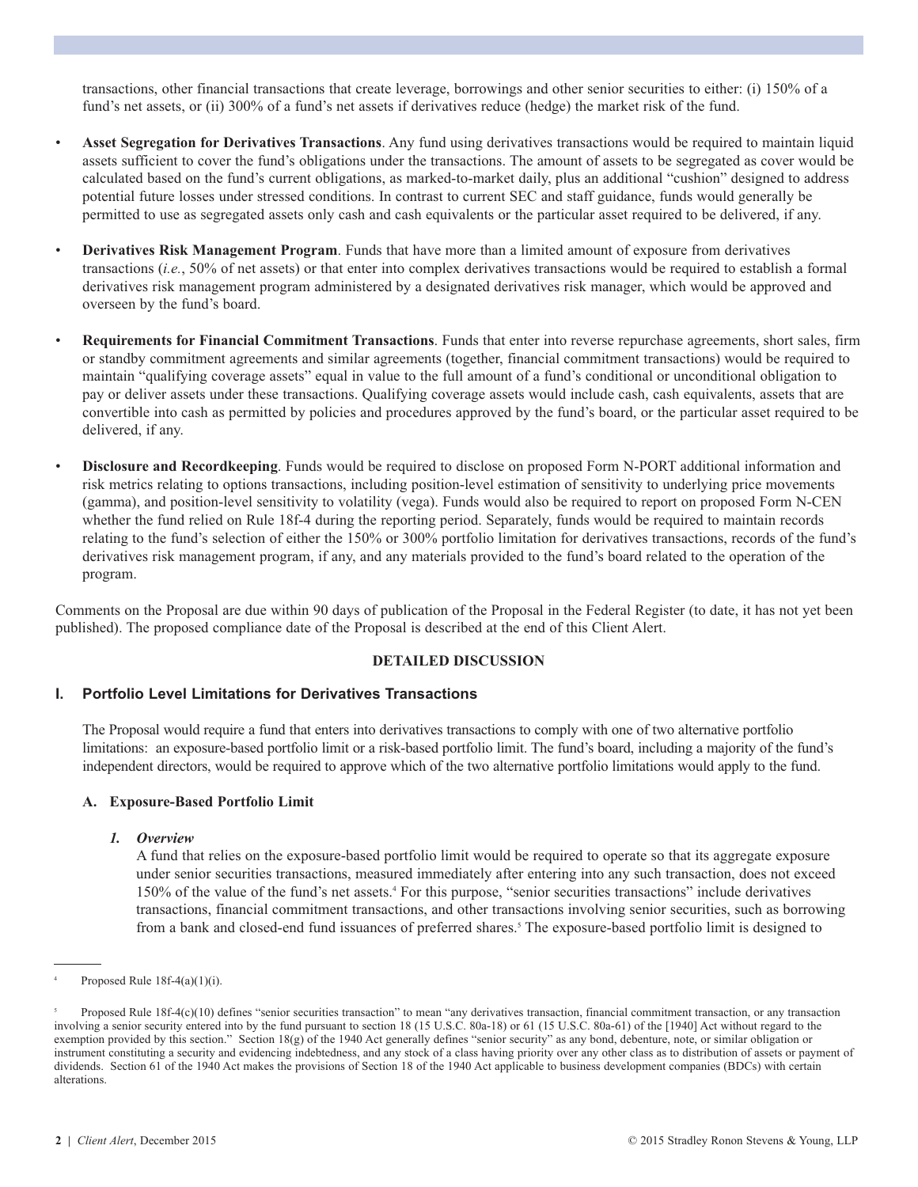transactions, other financial transactions that create leverage, borrowings and other senior securities to either: (i) 150% of a fund's net assets, or (ii) 300% of a fund's net assets if derivatives reduce (hedge) the market risk of the fund.

- **Asset Segregation for Derivatives Transactions**. Any fund using derivatives transactions would be required to maintain liquid assets sufficient to cover the fund's obligations under the transactions. The amount of assets to be segregated as cover would be calculated based on the fund's current obligations, as marked-to-market daily, plus an additional "cushion" designed to address potential future losses under stressed conditions. In contrast to current SEC and staff guidance, funds would generally be permitted to use as segregated assets only cash and cash equivalents or the particular asset required to be delivered, if any.

- **Derivatives Risk Management Program**. Funds that have more than a limited amount of exposure from derivatives transactions (*i.e.*, 50% of net assets) or that enter into complex derivatives transactions would be required to establish a formal derivatives risk management program administered by a designated derivatives risk manager, which would be approved and overseen by the fund's board.

- **Requirements for Financial Commitment Transactions**. Funds that enter into reverse repurchase agreements, short sales, firm or standby commitment agreements and similar agreements (together, financial commitment transactions) would be required to maintain "qualifying coverage assets" equal in value to the full amount of a fund's conditional or unconditional obligation to pay or deliver assets under these transactions. Qualifying coverage assets would include cash, cash equivalents, assets that are convertible into cash as permitted by policies and procedures approved by the fund's board, or the particular asset required to be delivered, if any.

- **Disclosure and Recordkeeping**. Funds would be required to disclose on proposed Form N-PORT additional information and risk metrics relating to options transactions, including position-level estimation of sensitivity to underlying price movements (gamma), and position-level sensitivity to volatility (vega). Funds would also be required to report on proposed Form N-CEN whether the fund relied on Rule 18f-4 during the reporting period. Separately, funds would be required to maintain records relating to the fund's selection of either the 150% or 300% portfolio limitation for derivatives transactions, records of the fund's derivatives risk management program, if any, and any materials provided to the fund's board related to the operation of the program.

Comments on the Proposal are due within 90 days of publication of the Proposal in the Federal Register (to date, it has not yet been published). The proposed compliance date of the Proposal is described at the end of this Client Alert.

**DETAILED DISCUSSION**

## I. Portfolio Level Limitations for Derivatives Transactions

The Proposal would require a fund that enters into derivatives transactions to comply with one of two alternative portfolio limitations: an exposure-based portfolio limit or a risk-based portfolio limit. The fund's board, including a majority of the fund's independent directors, would be required to approve which of the two alternative portfolio limitations would apply to the fund.

### A. Exposure-Based Portfolio Limit

#### *1. Overview*

A fund that relies on the exposure-based portfolio limit would be required to operate so that its aggregate exposure under senior securities transactions, measured immediately after entering into any such transaction, does not exceed 150% of the value of the fund's net assets.[4] For this purpose, "senior securities transactions" include derivatives transactions, financial commitment transactions, and other transactions involving senior securities, such as borrowing from a bank and closed-end fund issuances of preferred shares.[5] The exposure-based portfolio limit is designed to

---

[4] Proposed Rule 18f-4(a)(1)(i).

[5] Proposed Rule 18f-4(c)(10) defines "senior securities transaction" to mean "any derivatives transaction, financial commitment transaction, or any transaction involving a senior security entered into by the fund pursuant to section 18 (15 U.S.C. 80a-18) or 61 (15 U.S.C. 80a-61) of the [1940] Act without regard to the exemption provided by this section." Section 18(g) of the 1940 Act generally defines "senior security" as any bond, debenture, note, or similar obligation or instrument constituting a security and evidencing indebtedness, and any stock of a class having priority over any other class as to distribution of assets or payment of dividends. Section 61 of the 1940 Act makes the provisions of Section 18 of the 1940 Act applicable to business development companies (BDCs) with certain alterations.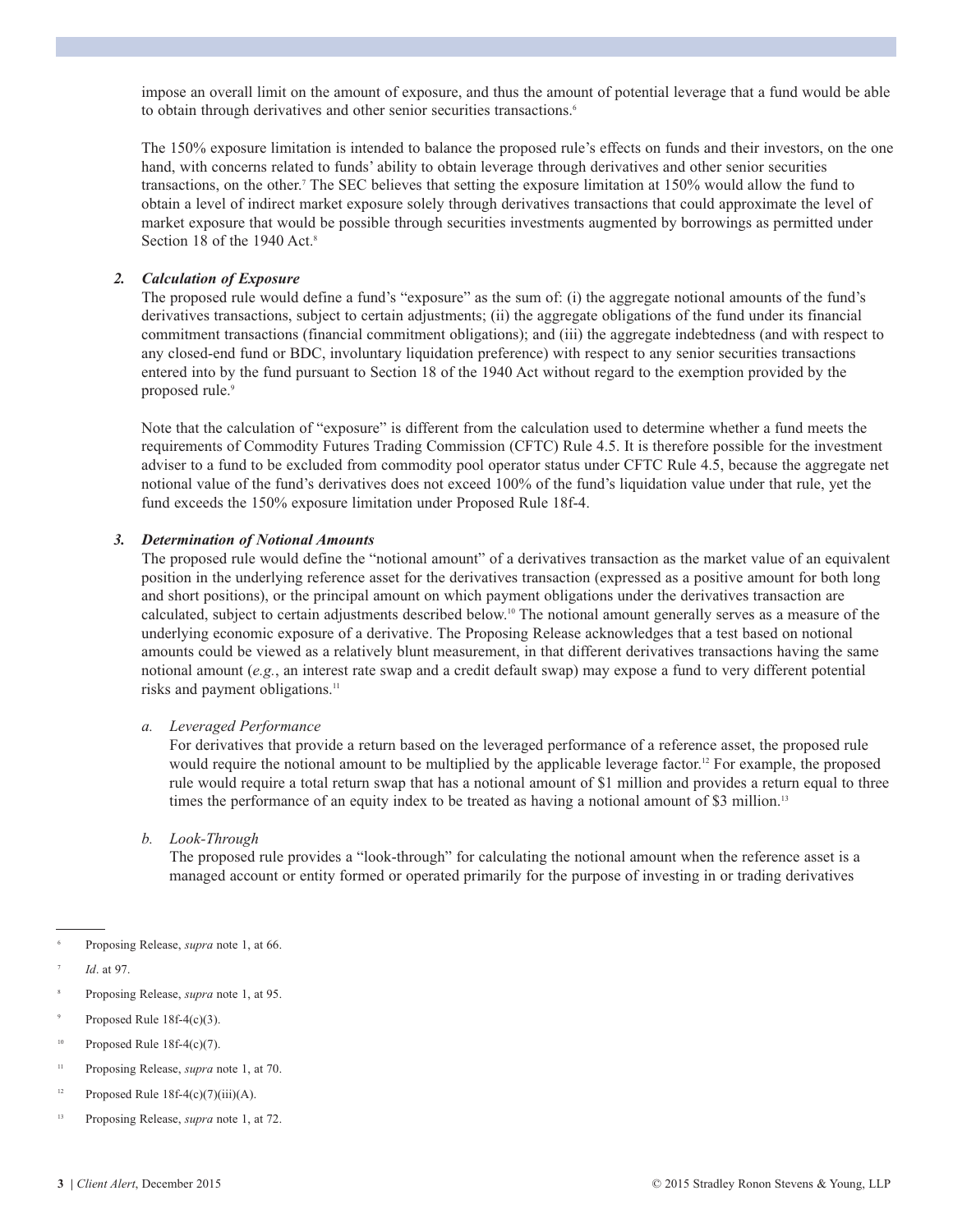impose an overall limit on the amount of exposure, and thus the amount of potential leverage that a fund would be able to obtain through derivatives and other senior securities transactions.[6]

The 150% exposure limitation is intended to balance the proposed rule's effects on funds and their investors, on the one hand, with concerns related to funds' ability to obtain leverage through derivatives and other senior securities transactions, on the other.[7] The SEC believes that setting the exposure limitation at 150% would allow the fund to obtain a level of indirect market exposure solely through derivatives transactions that could approximate the level of market exposure that would be possible through securities investments augmented by borrowings as permitted under Section 18 of the 1940 Act.[8]

### *2. Calculation of Exposure*

The proposed rule would define a fund's "exposure" as the sum of: (i) the aggregate notional amounts of the fund's derivatives transactions, subject to certain adjustments; (ii) the aggregate obligations of the fund under its financial commitment transactions (financial commitment obligations); and (iii) the aggregate indebtedness (and with respect to any closed-end fund or BDC, involuntary liquidation preference) with respect to any senior securities transactions entered into by the fund pursuant to Section 18 of the 1940 Act without regard to the exemption provided by the proposed rule.[9]

Note that the calculation of "exposure" is different from the calculation used to determine whether a fund meets the requirements of Commodity Futures Trading Commission (CFTC) Rule 4.5. It is therefore possible for the investment adviser to a fund to be excluded from commodity pool operator status under CFTC Rule 4.5, because the aggregate net notional value of the fund's derivatives does not exceed 100% of the fund's liquidation value under that rule, yet the fund exceeds the 150% exposure limitation under Proposed Rule 18f-4.

### *3. Determination of Notional Amounts*

The proposed rule would define the "notional amount" of a derivatives transaction as the market value of an equivalent position in the underlying reference asset for the derivatives transaction (expressed as a positive amount for both long and short positions), or the principal amount on which payment obligations under the derivatives transaction are calculated, subject to certain adjustments described below.[10] The notional amount generally serves as a measure of the underlying economic exposure of a derivative. The Proposing Release acknowledges that a test based on notional amounts could be viewed as a relatively blunt measurement, in that different derivatives transactions having the same notional amount (*e.g.*, an interest rate swap and a credit default swap) may expose a fund to very different potential risks and payment obligations.[11]

*a. Leveraged Performance*

For derivatives that provide a return based on the leveraged performance of a reference asset, the proposed rule would require the notional amount to be multiplied by the applicable leverage factor.[12] For example, the proposed rule would require a total return swap that has a notional amount of $1 million and provides a return equal to three times the performance of an equity index to be treated as having a notional amount of $3 million.[13]

*b. Look-Through*

The proposed rule provides a "look-through" for calculating the notional amount when the reference asset is a managed account or entity formed or operated primarily for the purpose of investing in or trading derivatives

---

[6] Proposing Release, *supra* note 1, at 66.

[7] *Id*. at 97.

[8] Proposing Release, *supra* note 1, at 95.

[9] Proposed Rule 18f-4(c)(3).

[10] Proposed Rule 18f-4(c)(7).

[11] Proposing Release, *supra* note 1, at 70.

[12] Proposed Rule 18f-4(c)(7)(iii)(A).

[13] Proposing Release, *supra* note 1, at 72.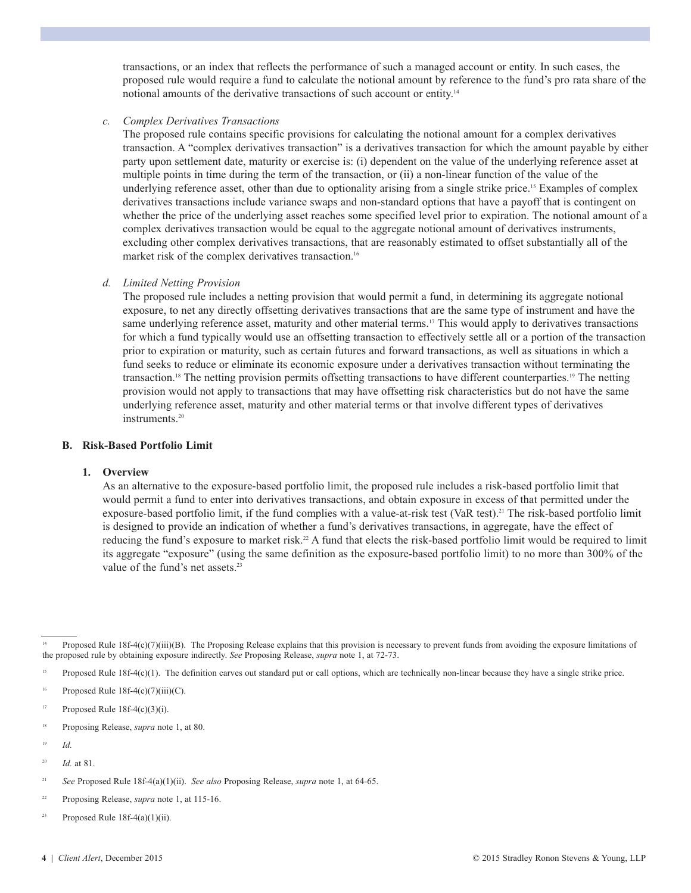transactions, or an index that reflects the performance of such a managed account or entity. In such cases, the proposed rule would require a fund to calculate the notional amount by reference to the fund's pro rata share of the notional amounts of the derivative transactions of such account or entity.[14]

*c. Complex Derivatives Transactions*

The proposed rule contains specific provisions for calculating the notional amount for a complex derivatives transaction. A "complex derivatives transaction" is a derivatives transaction for which the amount payable by either party upon settlement date, maturity or exercise is: (i) dependent on the value of the underlying reference asset at multiple points in time during the term of the transaction, or (ii) a non-linear function of the value of the underlying reference asset, other than due to optionality arising from a single strike price.[15] Examples of complex derivatives transactions include variance swaps and non-standard options that have a payoff that is contingent on whether the price of the underlying asset reaches some specified level prior to expiration. The notional amount of a complex derivatives transaction would be equal to the aggregate notional amount of derivatives instruments, excluding other complex derivatives transactions, that are reasonably estimated to offset substantially all of the market risk of the complex derivatives transaction.[16]

*d. Limited Netting Provision*

The proposed rule includes a netting provision that would permit a fund, in determining its aggregate notional exposure, to net any directly offsetting derivatives transactions that are the same type of instrument and have the same underlying reference asset, maturity and other material terms.[17] This would apply to derivatives transactions for which a fund typically would use an offsetting transaction to effectively settle all or a portion of the transaction prior to expiration or maturity, such as certain futures and forward transactions, as well as situations in which a fund seeks to reduce or eliminate its economic exposure under a derivatives transaction without terminating the transaction.[18] The netting provision permits offsetting transactions to have different counterparties.[19] The netting provision would not apply to transactions that may have offsetting risk characteristics but do not have the same underlying reference asset, maturity and other material terms or that involve different types of derivatives instruments.[20]

### B. Risk-Based Portfolio Limit

#### 1. Overview

As an alternative to the exposure-based portfolio limit, the proposed rule includes a risk-based portfolio limit that would permit a fund to enter into derivatives transactions, and obtain exposure in excess of that permitted under the exposure-based portfolio limit, if the fund complies with a value-at-risk test (VaR test).[21] The risk-based portfolio limit is designed to provide an indication of whether a fund's derivatives transactions, in aggregate, have the effect of reducing the fund's exposure to market risk.[22] A fund that elects the risk-based portfolio limit would be required to limit its aggregate "exposure" (using the same definition as the exposure-based portfolio limit) to no more than 300% of the value of the fund's net assets.[23]

---

[14] Proposed Rule 18f-4(c)(7)(iii)(B). The Proposing Release explains that this provision is necessary to prevent funds from avoiding the exposure limitations of the proposed rule by obtaining exposure indirectly. *See* Proposing Release, *supra* note 1, at 72-73.

[15] Proposed Rule 18f-4(c)(1). The definition carves out standard put or call options, which are technically non-linear because they have a single strike price.

[16] Proposed Rule 18f-4(c)(7)(iii)(C).

[17] Proposed Rule 18f-4(c)(3)(i).

[18] Proposing Release, *supra* note 1, at 80.

[19] *Id.*

[20] *Id.* at 81.

[21] *See* Proposed Rule 18f-4(a)(1)(ii). *See also* Proposing Release, *supra* note 1, at 64-65.

[22] Proposing Release, *supra* note 1, at 115-16.

[23] Proposed Rule 18f-4(a)(1)(ii).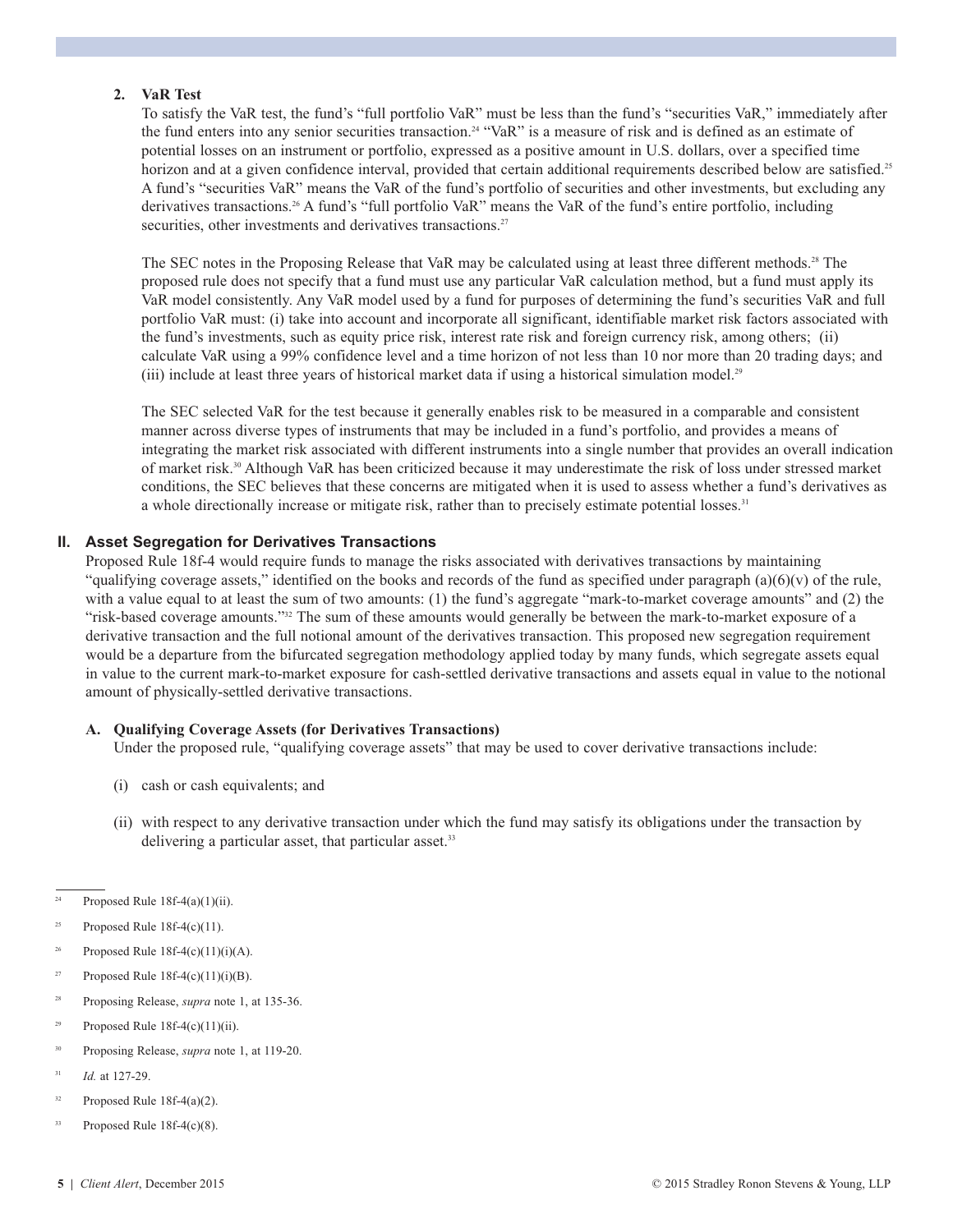### 2. VaR Test

To satisfy the VaR test, the fund's "full portfolio VaR" must be less than the fund's "securities VaR," immediately after the fund enters into any senior securities transaction.[24] "VaR" is a measure of risk and is defined as an estimate of potential losses on an instrument or portfolio, expressed as a positive amount in U.S. dollars, over a specified time horizon and at a given confidence interval, provided that certain additional requirements described below are satisfied.[25] A fund's "securities VaR" means the VaR of the fund's portfolio of securities and other investments, but excluding any derivatives transactions.[26] A fund's "full portfolio VaR" means the VaR of the fund's entire portfolio, including securities, other investments and derivatives transactions.[27]

The SEC notes in the Proposing Release that VaR may be calculated using at least three different methods.[28] The proposed rule does not specify that a fund must use any particular VaR calculation method, but a fund must apply its VaR model consistently. Any VaR model used by a fund for purposes of determining the fund's securities VaR and full portfolio VaR must: (i) take into account and incorporate all significant, identifiable market risk factors associated with the fund's investments, such as equity price risk, interest rate risk and foreign currency risk, among others; (ii) calculate VaR using a 99% confidence level and a time horizon of not less than 10 nor more than 20 trading days; and (iii) include at least three years of historical market data if using a historical simulation model.[29]

The SEC selected VaR for the test because it generally enables risk to be measured in a comparable and consistent manner across diverse types of instruments that may be included in a fund's portfolio, and provides a means of integrating the market risk associated with different instruments into a single number that provides an overall indication of market risk.[30] Although VaR has been criticized because it may underestimate the risk of loss under stressed market conditions, the SEC believes that these concerns are mitigated when it is used to assess whether a fund's derivatives as a whole directionally increase or mitigate risk, rather than to precisely estimate potential losses.[31]

## II. Asset Segregation for Derivatives Transactions

Proposed Rule 18f-4 would require funds to manage the risks associated with derivatives transactions by maintaining "qualifying coverage assets," identified on the books and records of the fund as specified under paragraph (a)(6)(v) of the rule, with a value equal to at least the sum of two amounts: (1) the fund's aggregate "mark-to-market coverage amounts" and (2) the "risk-based coverage amounts."[32] The sum of these amounts would generally be between the mark-to-market exposure of a derivative transaction and the full notional amount of the derivatives transaction. This proposed new segregation requirement would be a departure from the bifurcated segregation methodology applied today by many funds, which segregate assets equal in value to the current mark-to-market exposure for cash-settled derivative transactions and assets equal in value to the notional amount of physically-settled derivative transactions.

### A. Qualifying Coverage Assets (for Derivatives Transactions)

Under the proposed rule, "qualifying coverage assets" that may be used to cover derivative transactions include:

(i) cash or cash equivalents; and

(ii) with respect to any derivative transaction under which the fund may satisfy its obligations under the transaction by delivering a particular asset, that particular asset.[33]

---

[24] Proposed Rule 18f-4(a)(1)(ii).

[25] Proposed Rule 18f-4(c)(11).

[26] Proposed Rule 18f-4(c)(11)(i)(A).

[27] Proposed Rule 18f-4(c)(11)(i)(B).

[28] Proposing Release, *supra* note 1, at 135-36.

[29] Proposed Rule 18f-4(c)(11)(ii).

[30] Proposing Release, *supra* note 1, at 119-20.

[31] *Id.* at 127-29.

[32] Proposed Rule 18f-4(a)(2).

[33] Proposed Rule 18f-4(c)(8).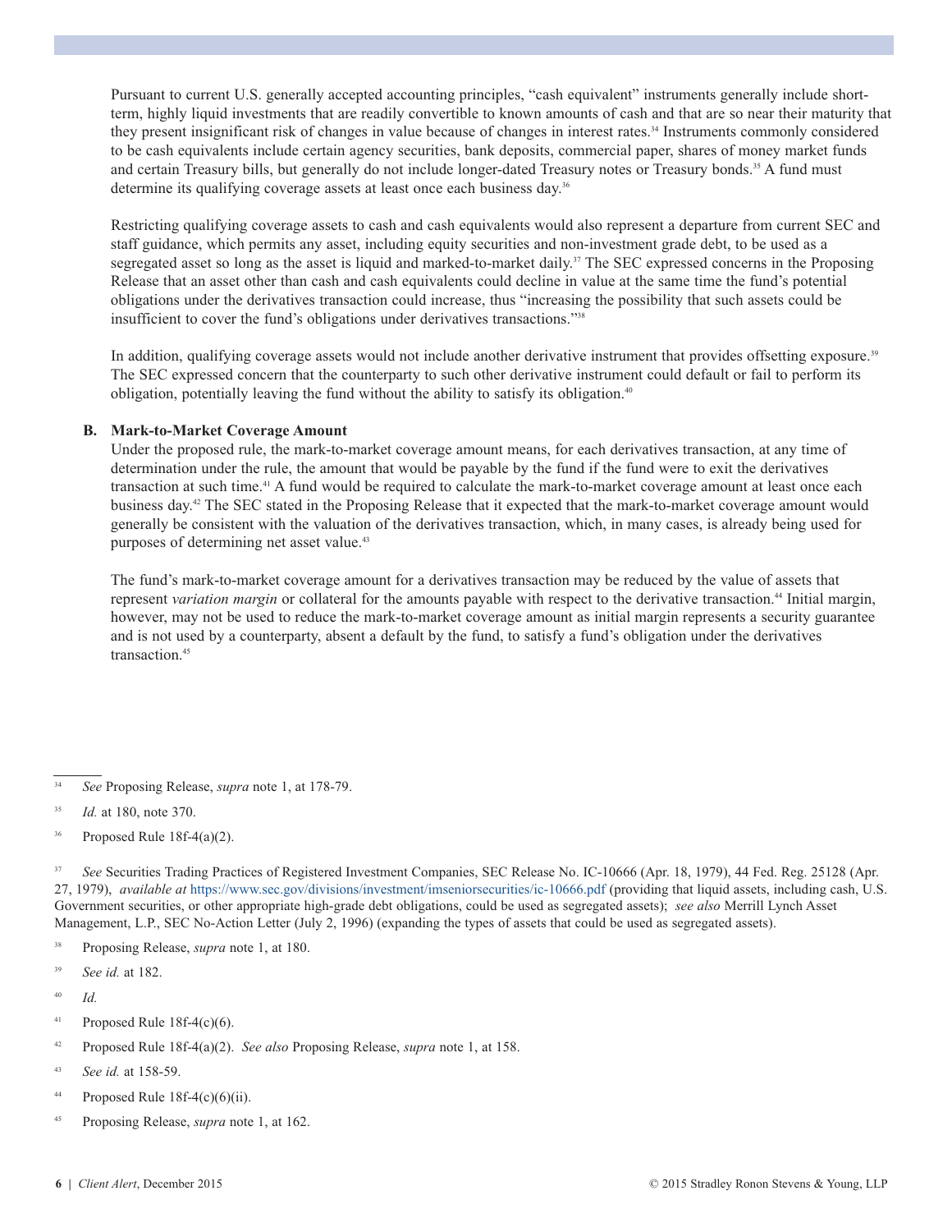Pursuant to current U.S. generally accepted accounting principles, "cash equivalent" instruments generally include short-term, highly liquid investments that are readily convertible to known amounts of cash and that are so near their maturity that they present insignificant risk of changes in value because of changes in interest rates.[34] Instruments commonly considered to be cash equivalents include certain agency securities, bank deposits, commercial paper, shares of money market funds and certain Treasury bills, but generally do not include longer-dated Treasury notes or Treasury bonds.[35] A fund must determine its qualifying coverage assets at least once each business day.[36]

Restricting qualifying coverage assets to cash and cash equivalents would also represent a departure from current SEC and staff guidance, which permits any asset, including equity securities and non-investment grade debt, to be used as a segregated asset so long as the asset is liquid and marked-to-market daily.[37] The SEC expressed concerns in the Proposing Release that an asset other than cash and cash equivalents could decline in value at the same time the fund's potential obligations under the derivatives transaction could increase, thus "increasing the possibility that such assets could be insufficient to cover the fund's obligations under derivatives transactions."[38]

In addition, qualifying coverage assets would not include another derivative instrument that provides offsetting exposure.[39] The SEC expressed concern that the counterparty to such other derivative instrument could default or fail to perform its obligation, potentially leaving the fund without the ability to satisfy its obligation.[40]

### B. Mark-to-Market Coverage Amount

Under the proposed rule, the mark-to-market coverage amount means, for each derivatives transaction, at any time of determination under the rule, the amount that would be payable by the fund if the fund were to exit the derivatives transaction at such time.[41] A fund would be required to calculate the mark-to-market coverage amount at least once each business day.[42] The SEC stated in the Proposing Release that it expected that the mark-to-market coverage amount would generally be consistent with the valuation of the derivatives transaction, which, in many cases, is already being used for purposes of determining net asset value.[43]

The fund's mark-to-market coverage amount for a derivatives transaction may be reduced by the value of assets that represent *variation margin* or collateral for the amounts payable with respect to the derivative transaction.[44] Initial margin, however, may not be used to reduce the mark-to-market coverage amount as initial margin represents a security guarantee and is not used by a counterparty, absent a default by the fund, to satisfy a fund's obligation under the derivatives transaction.[45]

---

[34] *See* Proposing Release, *supra* note 1, at 178-79.

[35] *Id.* at 180, note 370.

[36] Proposed Rule 18f-4(a)(2).

[37] *See* Securities Trading Practices of Registered Investment Companies, SEC Release No. IC-10666 (Apr. 18, 1979), 44 Fed. Reg. 25128 (Apr. 27, 1979), *available at* https://www.sec.gov/divisions/investment/imseniorsecurities/ic-10666.pdf (providing that liquid assets, including cash, U.S. Government securities, or other appropriate high-grade debt obligations, could be used as segregated assets); *see also* Merrill Lynch Asset Management, L.P., SEC No-Action Letter (July 2, 1996) (expanding the types of assets that could be used as segregated assets).

[38] Proposing Release, *supra* note 1, at 180.

[39] *See id.* at 182.

[40] *Id.*

[41] Proposed Rule 18f-4(c)(6).

[42] Proposed Rule 18f-4(a)(2). *See also* Proposing Release, *supra* note 1, at 158.

[43] *See id.* at 158-59.

[44] Proposed Rule 18f-4(c)(6)(ii).

[45] Proposing Release, *supra* note 1, at 162.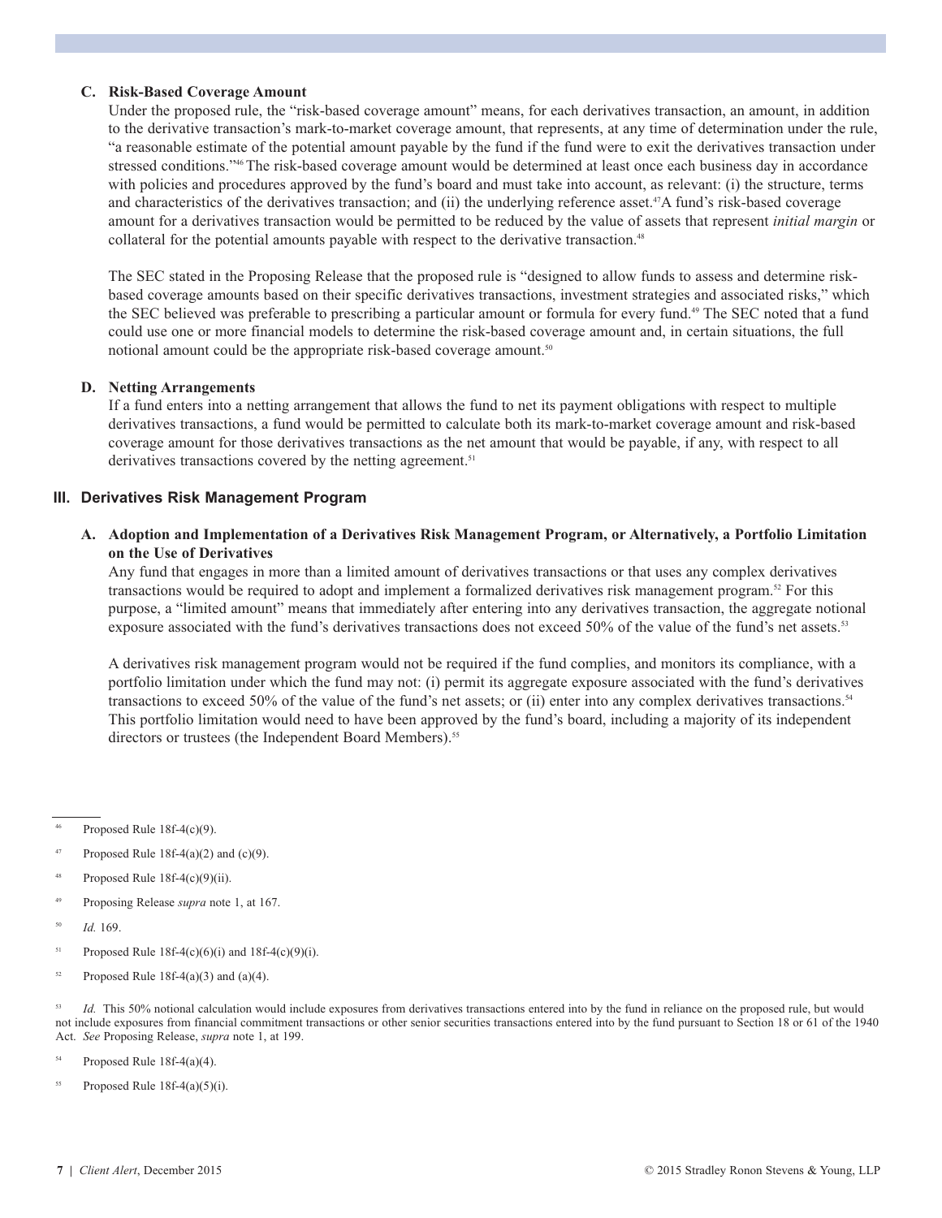### C. Risk-Based Coverage Amount

Under the proposed rule, the "risk-based coverage amount" means, for each derivatives transaction, an amount, in addition to the derivative transaction's mark-to-market coverage amount, that represents, at any time of determination under the rule, "a reasonable estimate of the potential amount payable by the fund if the fund were to exit the derivatives transaction under stressed conditions."[46] The risk-based coverage amount would be determined at least once each business day in accordance with policies and procedures approved by the fund's board and must take into account, as relevant: (i) the structure, terms and characteristics of the derivatives transaction; and (ii) the underlying reference asset.[47] A fund's risk-based coverage amount for a derivatives transaction would be permitted to be reduced by the value of assets that represent *initial margin* or collateral for the potential amounts payable with respect to the derivative transaction.[48]

The SEC stated in the Proposing Release that the proposed rule is "designed to allow funds to assess and determine risk-based coverage amounts based on their specific derivatives transactions, investment strategies and associated risks," which the SEC believed was preferable to prescribing a particular amount or formula for every fund.[49] The SEC noted that a fund could use one or more financial models to determine the risk-based coverage amount and, in certain situations, the full notional amount could be the appropriate risk-based coverage amount.[50]

### D. Netting Arrangements

If a fund enters into a netting arrangement that allows the fund to net its payment obligations with respect to multiple derivatives transactions, a fund would be permitted to calculate both its mark-to-market coverage amount and risk-based coverage amount for those derivatives transactions as the net amount that would be payable, if any, with respect to all derivatives transactions covered by the netting agreement.[51]

## III. Derivatives Risk Management Program

### A. Adoption and Implementation of a Derivatives Risk Management Program, or Alternatively, a Portfolio Limitation on the Use of Derivatives

Any fund that engages in more than a limited amount of derivatives transactions or that uses any complex derivatives transactions would be required to adopt and implement a formalized derivatives risk management program.[52] For this purpose, a "limited amount" means that immediately after entering into any derivatives transaction, the aggregate notional exposure associated with the fund's derivatives transactions does not exceed 50% of the value of the fund's net assets.[53]

A derivatives risk management program would not be required if the fund complies, and monitors its compliance, with a portfolio limitation under which the fund may not: (i) permit its aggregate exposure associated with the fund's derivatives transactions to exceed 50% of the value of the fund's net assets; or (ii) enter into any complex derivatives transactions.[54] This portfolio limitation would need to have been approved by the fund's board, including a majority of its independent directors or trustees (the Independent Board Members).[55]

---

[46] Proposed Rule 18f-4(c)(9).

[47] Proposed Rule 18f-4(a)(2) and (c)(9).

[48] Proposed Rule 18f-4(c)(9)(ii).

[49] Proposing Release *supra* note 1, at 167.

[50] *Id.* 169.

[51] Proposed Rule 18f-4(c)(6)(i) and 18f-4(c)(9)(i).

[52] Proposed Rule 18f-4(a)(3) and (a)(4).

[53] *Id.* This 50% notional calculation would include exposures from derivatives transactions entered into by the fund in reliance on the proposed rule, but would not include exposures from financial commitment transactions or other senior securities transactions entered into by the fund pursuant to Section 18 or 61 of the 1940 Act. *See* Proposing Release, *supra* note 1, at 199.

[54] Proposed Rule 18f-4(a)(4).

[55] Proposed Rule 18f-4(a)(5)(i).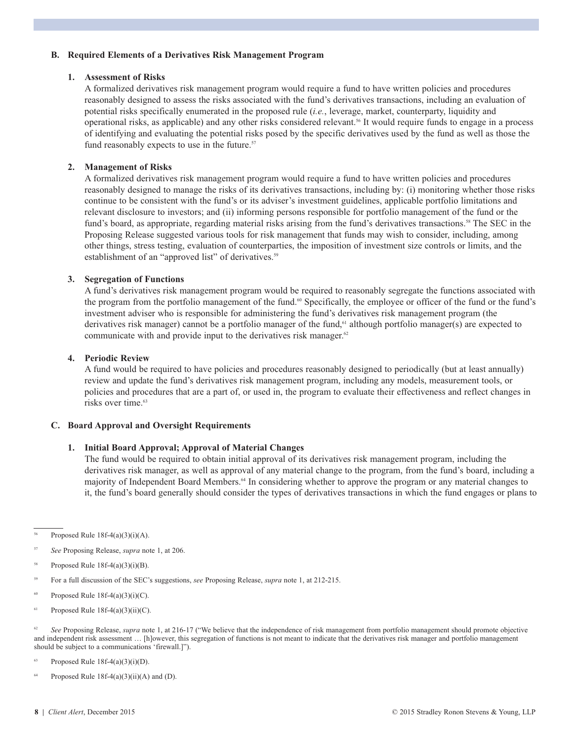### B. Required Elements of a Derivatives Risk Management Program

#### 1. Assessment of Risks

A formalized derivatives risk management program would require a fund to have written policies and procedures reasonably designed to assess the risks associated with the fund's derivatives transactions, including an evaluation of potential risks specifically enumerated in the proposed rule (*i.e.*, leverage, market, counterparty, liquidity and operational risks, as applicable) and any other risks considered relevant.[56] It would require funds to engage in a process of identifying and evaluating the potential risks posed by the specific derivatives used by the fund as well as those the fund reasonably expects to use in the future.[57]

#### 2. Management of Risks

A formalized derivatives risk management program would require a fund to have written policies and procedures reasonably designed to manage the risks of its derivatives transactions, including by: (i) monitoring whether those risks continue to be consistent with the fund's or its adviser's investment guidelines, applicable portfolio limitations and relevant disclosure to investors; and (ii) informing persons responsible for portfolio management of the fund or the fund's board, as appropriate, regarding material risks arising from the fund's derivatives transactions.[58] The SEC in the Proposing Release suggested various tools for risk management that funds may wish to consider, including, among other things, stress testing, evaluation of counterparties, the imposition of investment size controls or limits, and the establishment of an "approved list" of derivatives.[59]

#### 3. Segregation of Functions

A fund's derivatives risk management program would be required to reasonably segregate the functions associated with the program from the portfolio management of the fund.[60] Specifically, the employee or officer of the fund or the fund's investment adviser who is responsible for administering the fund's derivatives risk management program (the derivatives risk manager) cannot be a portfolio manager of the fund,[61] although portfolio manager(s) are expected to communicate with and provide input to the derivatives risk manager.[62]

#### 4. Periodic Review

A fund would be required to have policies and procedures reasonably designed to periodically (but at least annually) review and update the fund's derivatives risk management program, including any models, measurement tools, or policies and procedures that are a part of, or used in, the program to evaluate their effectiveness and reflect changes in risks over time.[63]

### C. Board Approval and Oversight Requirements

#### 1. Initial Board Approval; Approval of Material Changes

The fund would be required to obtain initial approval of its derivatives risk management program, including the derivatives risk manager, as well as approval of any material change to the program, from the fund's board, including a majority of Independent Board Members.[64] In considering whether to approve the program or any material changes to it, the fund's board generally should consider the types of derivatives transactions in which the fund engages or plans to

---

[56] Proposed Rule 18f-4(a)(3)(i)(A).

[57] *See* Proposing Release, *supra* note 1, at 206.

[58] Proposed Rule 18f-4(a)(3)(i)(B).

[59] For a full discussion of the SEC's suggestions, *see* Proposing Release, *supra* note 1, at 212-215.

[60] Proposed Rule 18f-4(a)(3)(i)(C).

[61] Proposed Rule 18f-4(a)(3)(ii)(C).

[62] *See* Proposing Release, *supra* note 1, at 216-17 ("We believe that the independence of risk management from portfolio management should promote objective and independent risk assessment … [h]owever, this segregation of functions is not meant to indicate that the derivatives risk manager and portfolio management should be subject to a communications 'firewall.]").

[63] Proposed Rule 18f-4(a)(3)(i)(D).

[64] Proposed Rule 18f-4(a)(3)(ii)(A) and (D).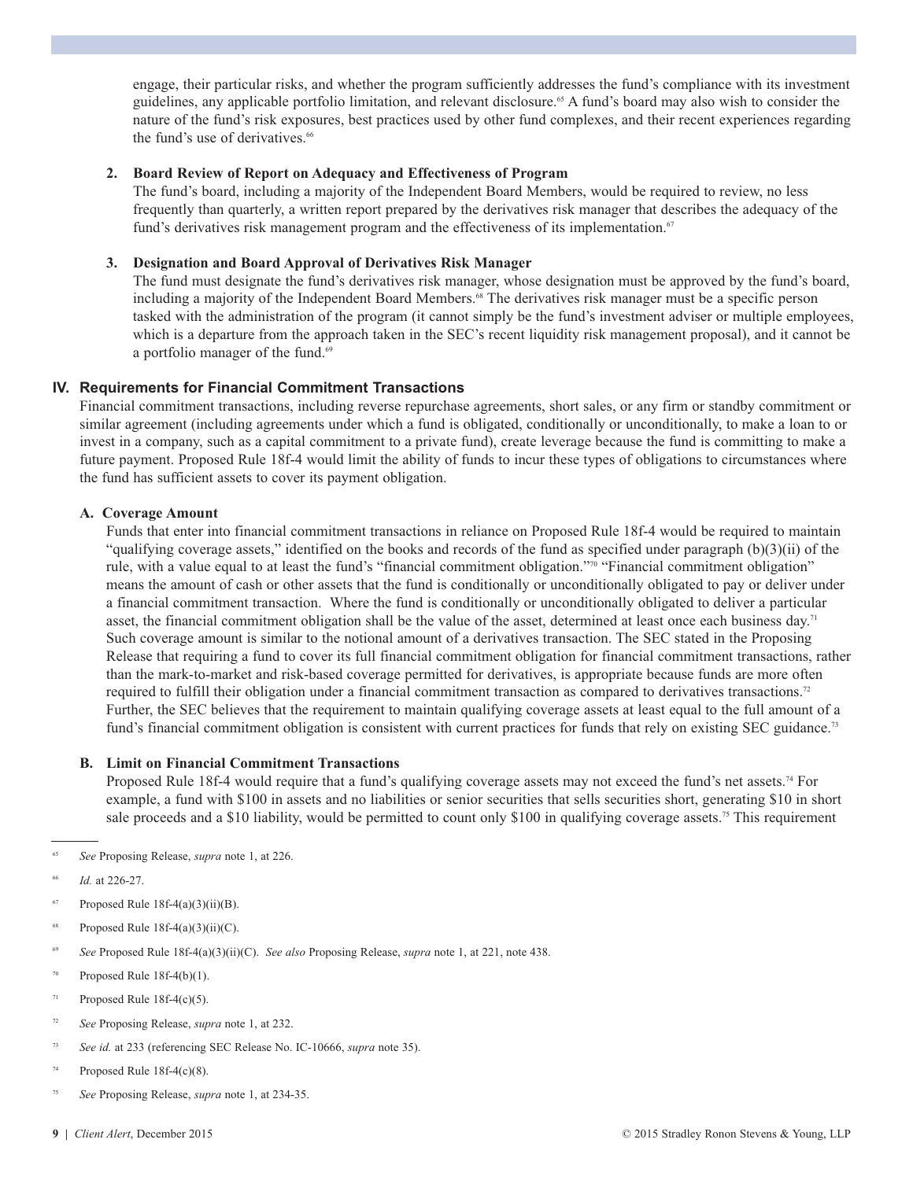engage, their particular risks, and whether the program sufficiently addresses the fund's compliance with its investment guidelines, any applicable portfolio limitation, and relevant disclosure.[65] A fund's board may also wish to consider the nature of the fund's risk exposures, best practices used by other fund complexes, and their recent experiences regarding the fund's use of derivatives.[66]

**2. Board Review of Report on Adequacy and Effectiveness of Program**

The fund's board, including a majority of the Independent Board Members, would be required to review, no less frequently than quarterly, a written report prepared by the derivatives risk manager that describes the adequacy of the fund's derivatives risk management program and the effectiveness of its implementation.[67]

**3. Designation and Board Approval of Derivatives Risk Manager**

The fund must designate the fund's derivatives risk manager, whose designation must be approved by the fund's board, including a majority of the Independent Board Members.[68] The derivatives risk manager must be a specific person tasked with the administration of the program (it cannot simply be the fund's investment adviser or multiple employees, which is a departure from the approach taken in the SEC's recent liquidity risk management proposal), and it cannot be a portfolio manager of the fund.[69]

## IV. Requirements for Financial Commitment Transactions

Financial commitment transactions, including reverse repurchase agreements, short sales, or any firm or standby commitment or similar agreement (including agreements under which a fund is obligated, conditionally or unconditionally, to make a loan to or invest in a company, such as a capital commitment to a private fund), create leverage because the fund is committing to make a future payment. Proposed Rule 18f-4 would limit the ability of funds to incur these types of obligations to circumstances where the fund has sufficient assets to cover its payment obligation.

### A. Coverage Amount

Funds that enter into financial commitment transactions in reliance on Proposed Rule 18f-4 would be required to maintain "qualifying coverage assets," identified on the books and records of the fund as specified under paragraph (b)(3)(ii) of the rule, with a value equal to at least the fund's "financial commitment obligation."[70] "Financial commitment obligation" means the amount of cash or other assets that the fund is conditionally or unconditionally obligated to pay or deliver under a financial commitment transaction. Where the fund is conditionally or unconditionally obligated to deliver a particular asset, the financial commitment obligation shall be the value of the asset, determined at least once each business day.[71] Such coverage amount is similar to the notional amount of a derivatives transaction. The SEC stated in the Proposing Release that requiring a fund to cover its full financial commitment obligation for financial commitment transactions, rather than the mark-to-market and risk-based coverage permitted for derivatives, is appropriate because funds are more often required to fulfill their obligation under a financial commitment transaction as compared to derivatives transactions.[72] Further, the SEC believes that the requirement to maintain qualifying coverage assets at least equal to the full amount of a fund's financial commitment obligation is consistent with current practices for funds that rely on existing SEC guidance.[73]

### B. Limit on Financial Commitment Transactions

Proposed Rule 18f-4 would require that a fund's qualifying coverage assets may not exceed the fund's net assets.[74] For example, a fund with $100 in assets and no liabilities or senior securities that sells securities short, generating $10 in short sale proceeds and a $10 liability, would be permitted to count only $100 in qualifying coverage assets.[75] This requirement

---

[65] *See* Proposing Release, *supra* note 1, at 226.

[66] *Id.* at 226-27.

[67] Proposed Rule 18f-4(a)(3)(ii)(B).

[68] Proposed Rule 18f-4(a)(3)(ii)(C).

[69] *See* Proposed Rule 18f-4(a)(3)(ii)(C). *See also* Proposing Release, *supra* note 1, at 221, note 438.

[70] Proposed Rule 18f-4(b)(1).

[71] Proposed Rule 18f-4(c)(5).

[72] *See* Proposing Release, *supra* note 1, at 232.

[73] *See id.* at 233 (referencing SEC Release No. IC-10666, *supra* note 35).

[74] Proposed Rule 18f-4(c)(8).

[75] *See* Proposing Release, *supra* note 1, at 234-35.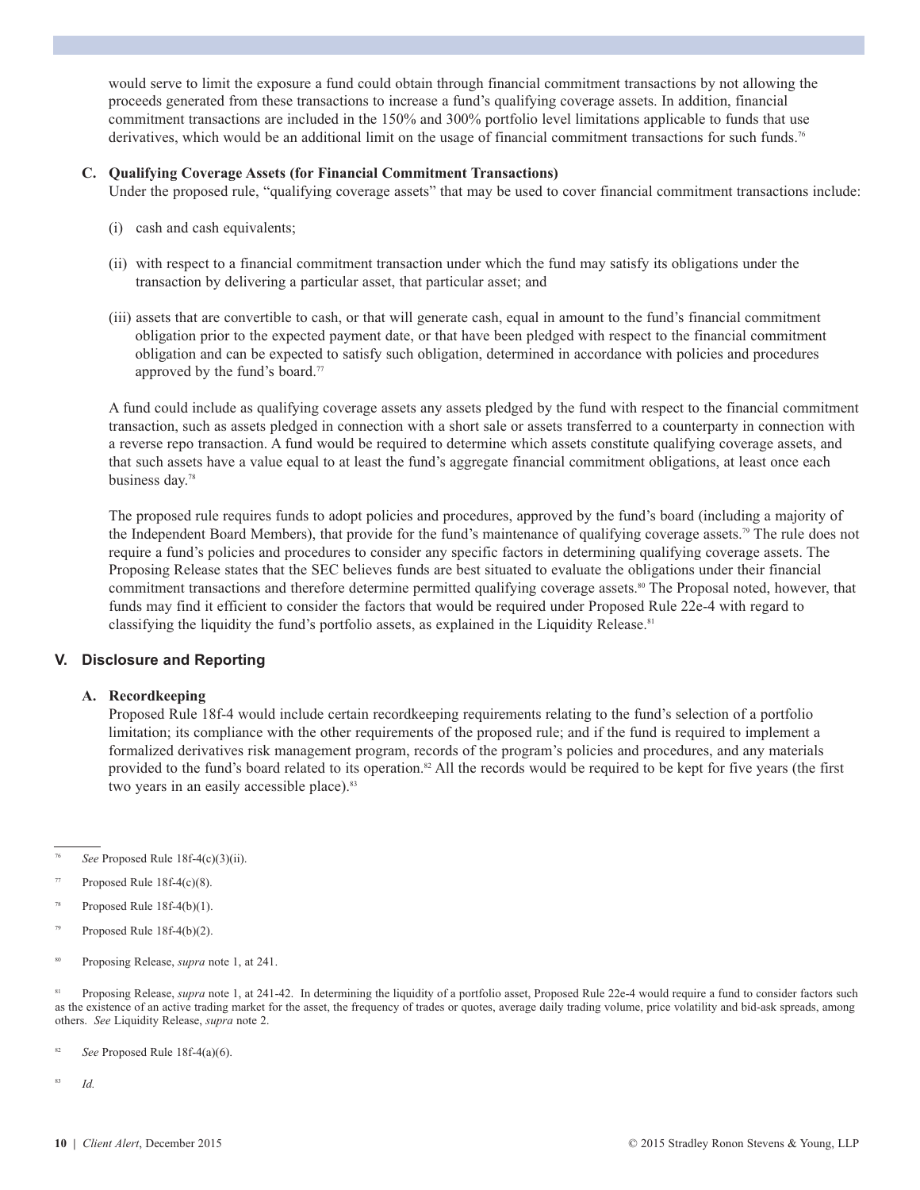would serve to limit the exposure a fund could obtain through financial commitment transactions by not allowing the proceeds generated from these transactions to increase a fund's qualifying coverage assets. In addition, financial commitment transactions are included in the 150% and 300% portfolio level limitations applicable to funds that use derivatives, which would be an additional limit on the usage of financial commitment transactions for such funds.[76]

### C. Qualifying Coverage Assets (for Financial Commitment Transactions)

Under the proposed rule, "qualifying coverage assets" that may be used to cover financial commitment transactions include:

(i) cash and cash equivalents;

(ii) with respect to a financial commitment transaction under which the fund may satisfy its obligations under the transaction by delivering a particular asset, that particular asset; and

(iii) assets that are convertible to cash, or that will generate cash, equal in amount to the fund's financial commitment obligation prior to the expected payment date, or that have been pledged with respect to the financial commitment obligation and can be expected to satisfy such obligation, determined in accordance with policies and procedures approved by the fund's board.[77]

A fund could include as qualifying coverage assets any assets pledged by the fund with respect to the financial commitment transaction, such as assets pledged in connection with a short sale or assets transferred to a counterparty in connection with a reverse repo transaction. A fund would be required to determine which assets constitute qualifying coverage assets, and that such assets have a value equal to at least the fund's aggregate financial commitment obligations, at least once each business day.[78]

The proposed rule requires funds to adopt policies and procedures, approved by the fund's board (including a majority of the Independent Board Members), that provide for the fund's maintenance of qualifying coverage assets.[79] The rule does not require a fund's policies and procedures to consider any specific factors in determining qualifying coverage assets. The Proposing Release states that the SEC believes funds are best situated to evaluate the obligations under their financial commitment transactions and therefore determine permitted qualifying coverage assets.[80] The Proposal noted, however, that funds may find it efficient to consider the factors that would be required under Proposed Rule 22e-4 with regard to classifying the liquidity the fund's portfolio assets, as explained in the Liquidity Release.[81]

## V. Disclosure and Reporting

### A. Recordkeeping

Proposed Rule 18f-4 would include certain recordkeeping requirements relating to the fund's selection of a portfolio limitation; its compliance with the other requirements of the proposed rule; and if the fund is required to implement a formalized derivatives risk management program, records of the program's policies and procedures, and any materials provided to the fund's board related to its operation.[82] All the records would be required to be kept for five years (the first two years in an easily accessible place).[83]

---

[76] *See* Proposed Rule 18f-4(c)(3)(ii).

[77] Proposed Rule 18f-4(c)(8).

[78] Proposed Rule 18f-4(b)(1).

[79] Proposed Rule 18f-4(b)(2).

[80] Proposing Release, *supra* note 1, at 241.

[81] Proposing Release, *supra* note 1, at 241-42. In determining the liquidity of a portfolio asset, Proposed Rule 22e-4 would require a fund to consider factors such as the existence of an active trading market for the asset, the frequency of trades or quotes, average daily trading volume, price volatility and bid-ask spreads, among others. *See* Liquidity Release, *supra* note 2.

[82] *See* Proposed Rule 18f-4(a)(6).

[83] *Id.*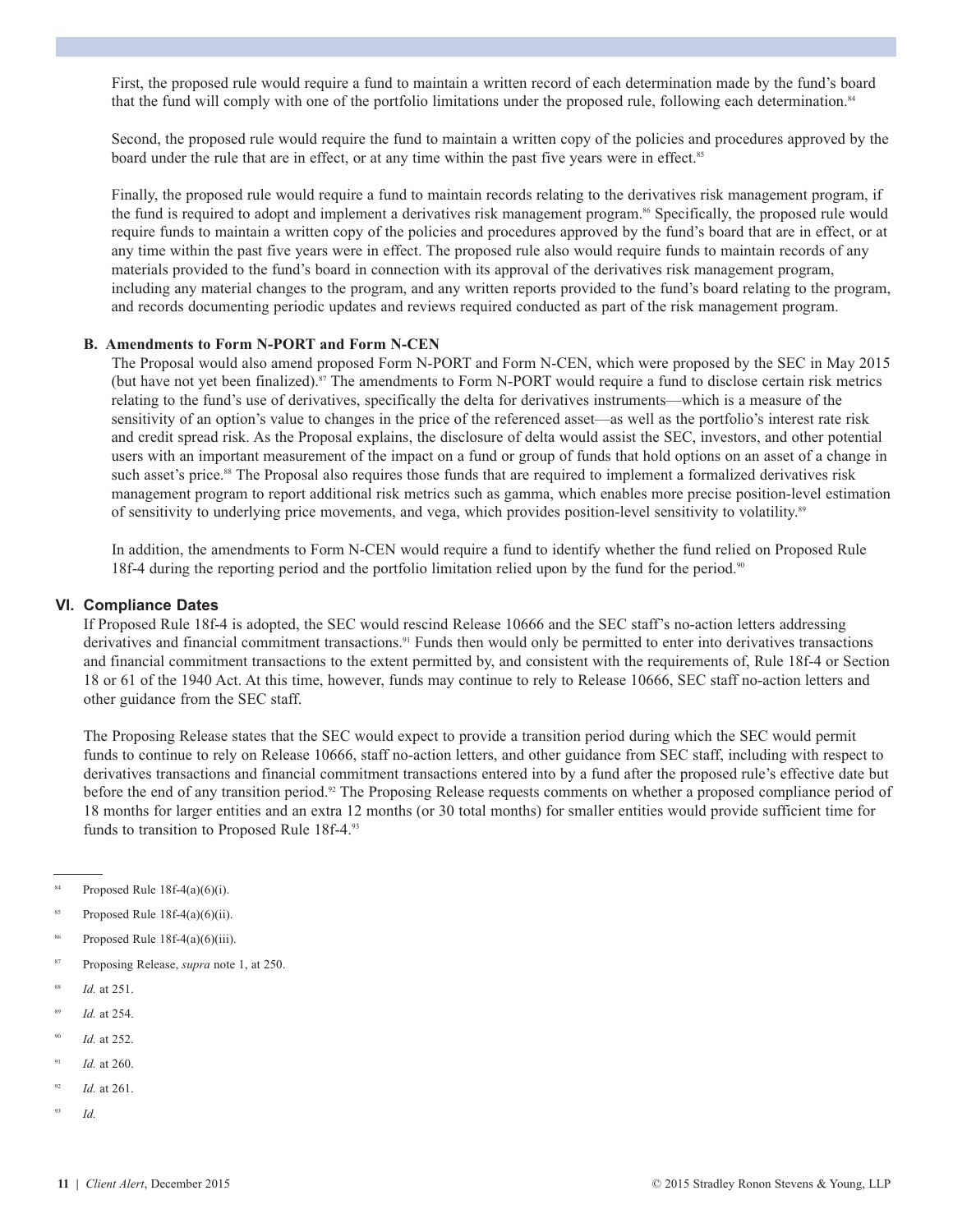First, the proposed rule would require a fund to maintain a written record of each determination made by the fund's board that the fund will comply with one of the portfolio limitations under the proposed rule, following each determination.[84]

Second, the proposed rule would require the fund to maintain a written copy of the policies and procedures approved by the board under the rule that are in effect, or at any time within the past five years were in effect.[85]

Finally, the proposed rule would require a fund to maintain records relating to the derivatives risk management program, if the fund is required to adopt and implement a derivatives risk management program.[86] Specifically, the proposed rule would require funds to maintain a written copy of the policies and procedures approved by the fund's board that are in effect, or at any time within the past five years were in effect. The proposed rule also would require funds to maintain records of any materials provided to the fund's board in connection with its approval of the derivatives risk management program, including any material changes to the program, and any written reports provided to the fund's board relating to the program, and records documenting periodic updates and reviews required conducted as part of the risk management program.

### B. Amendments to Form N-PORT and Form N-CEN

The Proposal would also amend proposed Form N-PORT and Form N-CEN, which were proposed by the SEC in May 2015 (but have not yet been finalized).[87] The amendments to Form N-PORT would require a fund to disclose certain risk metrics relating to the fund's use of derivatives, specifically the delta for derivatives instruments—which is a measure of the sensitivity of an option's value to changes in the price of the referenced asset—as well as the portfolio's interest rate risk and credit spread risk. As the Proposal explains, the disclosure of delta would assist the SEC, investors, and other potential users with an important measurement of the impact on a fund or group of funds that hold options on an asset of a change in such asset's price.[88] The Proposal also requires those funds that are required to implement a formalized derivatives risk management program to report additional risk metrics such as gamma, which enables more precise position-level estimation of sensitivity to underlying price movements, and vega, which provides position-level sensitivity to volatility.[89]

In addition, the amendments to Form N-CEN would require a fund to identify whether the fund relied on Proposed Rule 18f-4 during the reporting period and the portfolio limitation relied upon by the fund for the period.[90]

## VI. Compliance Dates

If Proposed Rule 18f-4 is adopted, the SEC would rescind Release 10666 and the SEC staff's no-action letters addressing derivatives and financial commitment transactions.[91] Funds then would only be permitted to enter into derivatives transactions and financial commitment transactions to the extent permitted by, and consistent with the requirements of, Rule 18f-4 or Section 18 or 61 of the 1940 Act. At this time, however, funds may continue to rely to Release 10666, SEC staff no-action letters and other guidance from the SEC staff.

The Proposing Release states that the SEC would expect to provide a transition period during which the SEC would permit funds to continue to rely on Release 10666, staff no-action letters, and other guidance from SEC staff, including with respect to derivatives transactions and financial commitment transactions entered into by a fund after the proposed rule's effective date but before the end of any transition period.[92] The Proposing Release requests comments on whether a proposed compliance period of 18 months for larger entities and an extra 12 months (or 30 total months) for smaller entities would provide sufficient time for funds to transition to Proposed Rule 18f-4.[93]

---

[84] Proposed Rule 18f-4(a)(6)(i).

[85] Proposed Rule 18f-4(a)(6)(ii).

[86] Proposed Rule 18f-4(a)(6)(iii).

[87] Proposing Release, *supra* note 1, at 250.

[88] *Id.* at 251.

[89] *Id.* at 254.

[90] *Id.* at 252.

[91] *Id.* at 260.

[92] *Id.* at 261.

[93] *Id.*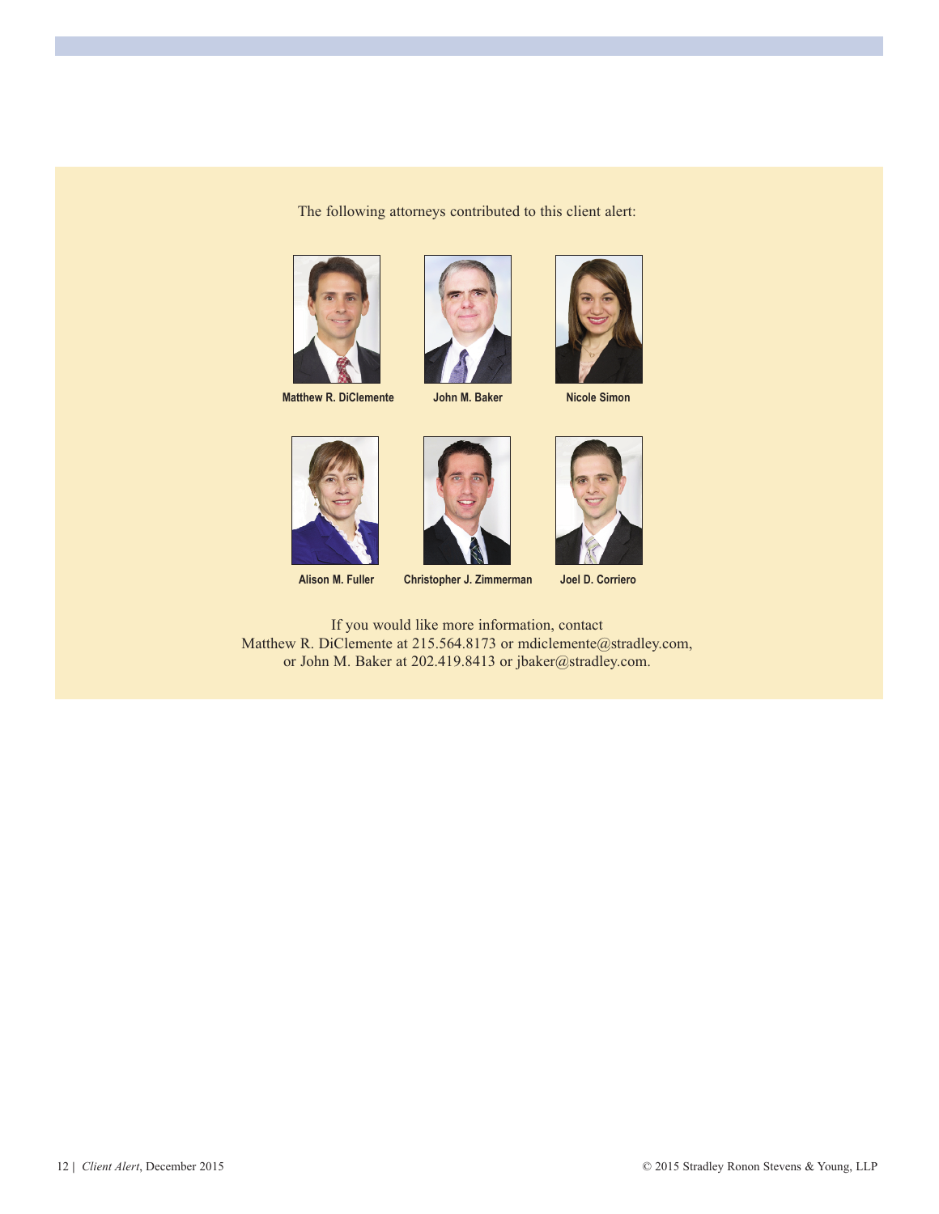The following attorneys contributed to this client alert:

**Matthew R. DiClemente** **John M. Baker** **Nicole Simon**

**Alison M. Fuller** **Christopher J. Zimmerman** **Joel D. Corriero**

If you would like more information, contact
Matthew R. DiClemente at 215.564.8173 or mdiclemente@stradley.com,
or John M. Baker at 202.419.8413 or jbaker@stradley.com.